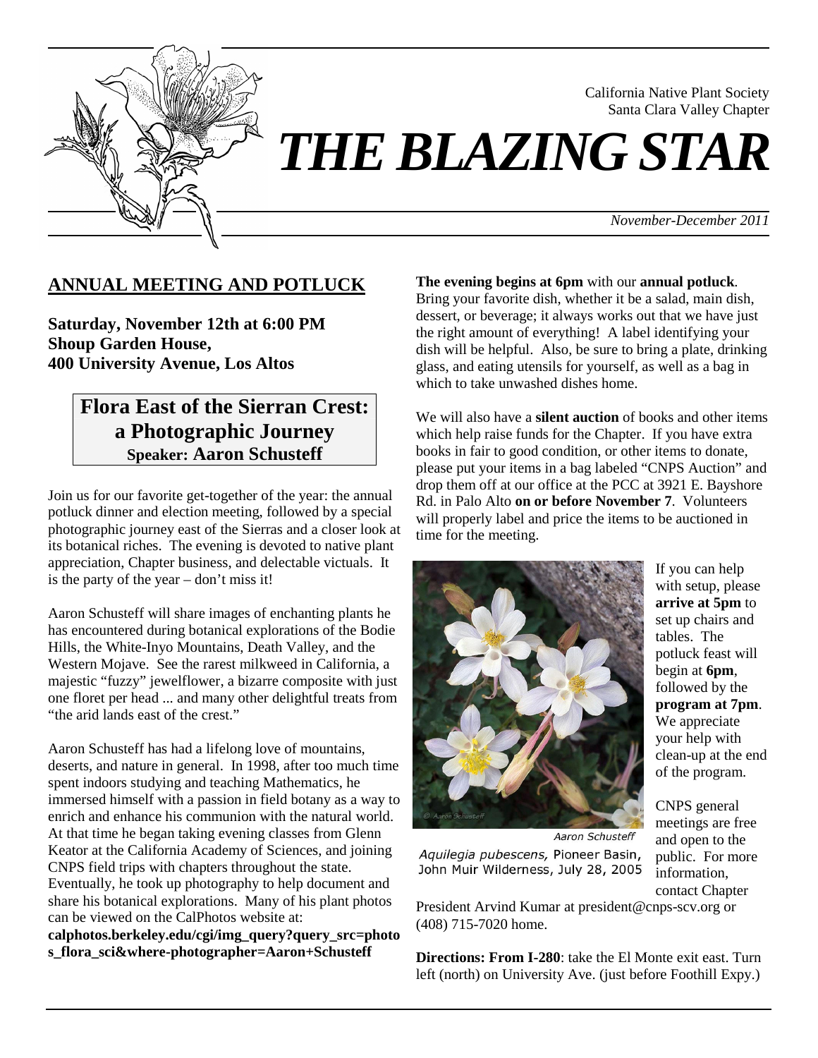California Native Plant Society
Santa Clara Valley Chapter

# *THE BLAZING STAR*

*November-December 2011*

## ANNUAL MEETING AND POTLUCK

**Saturday, November 12th at 6:00 PM**
**Shoup Garden House,**
**400 University Avenue, Los Altos**

### Flora East of the Sierran Crest: a Photographic Journey
**Speaker: Aaron Schusteff**

Join us for our favorite get-together of the year: the annual potluck dinner and election meeting, followed by a special photographic journey east of the Sierras and a closer look at its botanical riches. The evening is devoted to native plant appreciation, Chapter business, and delectable victuals. It is the party of the year – don't miss it!

Aaron Schusteff will share images of enchanting plants he has encountered during botanical explorations of the Bodie Hills, the White-Inyo Mountains, Death Valley, and the Western Mojave. See the rarest milkweed in California, a majestic "fuzzy" jewelflower, a bizarre composite with just one floret per head ... and many other delightful treats from "the arid lands east of the crest."

Aaron Schusteff has had a lifelong love of mountains, deserts, and nature in general. In 1998, after too much time spent indoors studying and teaching Mathematics, he immersed himself with a passion in field botany as a way to enrich and enhance his communion with the natural world. At that time he began taking evening classes from Glenn Keator at the California Academy of Sciences, and joining CNPS field trips with chapters throughout the state. Eventually, he took up photography to help document and share his botanical explorations. Many of his plant photos can be viewed on the CalPhotos website at: **calphotos.berkeley.edu/cgi/img_query?query_src=photos_flora_sci&where-photographer=Aaron+Schusteff**

**The evening begins at 6pm** with our **annual potluck**. Bring your favorite dish, whether it be a salad, main dish, dessert, or beverage; it always works out that we have just the right amount of everything! A label identifying your dish will be helpful. Also, be sure to bring a plate, drinking glass, and eating utensils for yourself, as well as a bag in which to take unwashed dishes home.

We will also have a **silent auction** of books and other items which help raise funds for the Chapter. If you have extra books in fair to good condition, or other items to donate, please put your items in a bag labeled "CNPS Auction" and drop them off at our office at the PCC at 3921 E. Bayshore Rd. in Palo Alto **on or before November 7**. Volunteers will properly label and price the items to be auctioned in time for the meeting.

Aaron Schusteff
*Aquilegia pubescens,* Pioneer Basin, John Muir Wilderness, July 28, 2005

If you can help with setup, please **arrive at 5pm** to set up chairs and tables. The potluck feast will begin at **6pm**, followed by the **program at 7pm**. We appreciate your help with clean-up at the end of the program.

CNPS general meetings are free and open to the public. For more information, contact Chapter President Arvind Kumar at president@cnps-scv.org or (408) 715-7020 home.

**Directions: From I-280**: take the El Monte exit east. Turn left (north) on University Ave. (just before Foothill Expy.)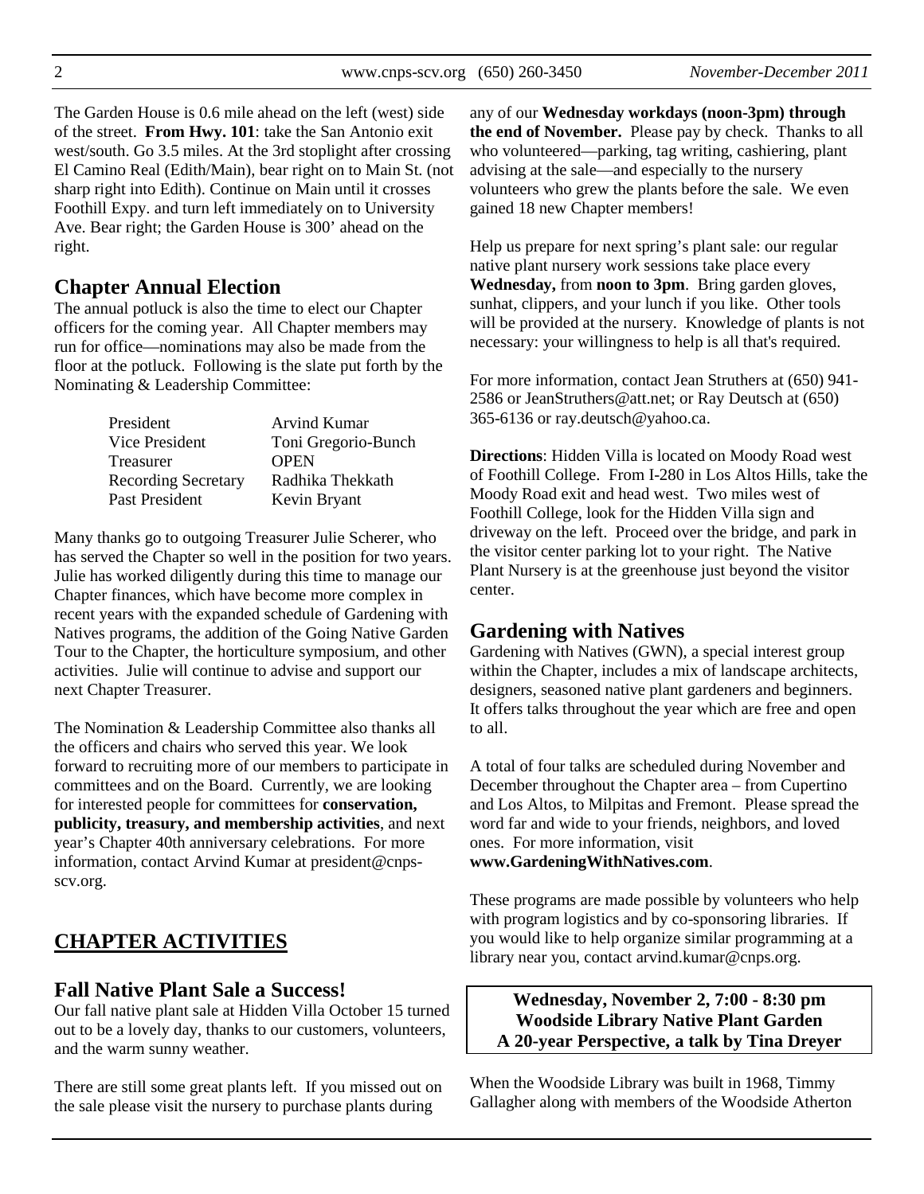The Garden House is 0.6 mile ahead on the left (west) side of the street. **From Hwy. 101**: take the San Antonio exit west/south. Go 3.5 miles. At the 3rd stoplight after crossing El Camino Real (Edith/Main), bear right on to Main St. (not sharp right into Edith). Continue on Main until it crosses Foothill Expy. and turn left immediately on to University Ave. Bear right; the Garden House is 300' ahead on the right.

## Chapter Annual Election

The annual potluck is also the time to elect our Chapter officers for the coming year. All Chapter members may run for office—nominations may also be made from the floor at the potluck. Following is the slate put forth by the Nominating & Leadership Committee:

| | |
|---|---|
| President | Arvind Kumar |
| Vice President | Toni Gregorio-Bunch |
| Treasurer | OPEN |
| Recording Secretary | Radhika Thekkath |
| Past President | Kevin Bryant |

Many thanks go to outgoing Treasurer Julie Scherer, who has served the Chapter so well in the position for two years. Julie has worked diligently during this time to manage our Chapter finances, which have become more complex in recent years with the expanded schedule of Gardening with Natives programs, the addition of the Going Native Garden Tour to the Chapter, the horticulture symposium, and other activities. Julie will continue to advise and support our next Chapter Treasurer.

The Nomination & Leadership Committee also thanks all the officers and chairs who served this year. We look forward to recruiting more of our members to participate in committees and on the Board. Currently, we are looking for interested people for committees for **conservation, publicity, treasury, and membership activities**, and next year's Chapter 40th anniversary celebrations. For more information, contact Arvind Kumar at president@cnps-scv.org.

# CHAPTER ACTIVITIES

## Fall Native Plant Sale a Success!

Our fall native plant sale at Hidden Villa October 15 turned out to be a lovely day, thanks to our customers, volunteers, and the warm sunny weather.

There are still some great plants left. If you missed out on the sale please visit the nursery to purchase plants during any of our **Wednesday workdays (noon-3pm) through the end of November.** Please pay by check. Thanks to all who volunteered—parking, tag writing, cashiering, plant advising at the sale—and especially to the nursery volunteers who grew the plants before the sale. We even gained 18 new Chapter members!

Help us prepare for next spring's plant sale: our regular native plant nursery work sessions take place every **Wednesday,** from **noon to 3pm**. Bring garden gloves, sunhat, clippers, and your lunch if you like. Other tools will be provided at the nursery. Knowledge of plants is not necessary: your willingness to help is all that's required.

For more information, contact Jean Struthers at (650) 941-2586 or JeanStruthers@att.net; or Ray Deutsch at (650) 365-6136 or ray.deutsch@yahoo.ca.

**Directions**: Hidden Villa is located on Moody Road west of Foothill College. From I-280 in Los Altos Hills, take the Moody Road exit and head west. Two miles west of Foothill College, look for the Hidden Villa sign and driveway on the left. Proceed over the bridge, and park in the visitor center parking lot to your right. The Native Plant Nursery is at the greenhouse just beyond the visitor center.

## Gardening with Natives

Gardening with Natives (GWN), a special interest group within the Chapter, includes a mix of landscape architects, designers, seasoned native plant gardeners and beginners. It offers talks throughout the year which are free and open to all.

A total of four talks are scheduled during November and December throughout the Chapter area – from Cupertino and Los Altos, to Milpitas and Fremont. Please spread the word far and wide to your friends, neighbors, and loved ones. For more information, visit **www.GardeningWithNatives.com**.

These programs are made possible by volunteers who help with program logistics and by co-sponsoring libraries. If you would like to help organize similar programming at a library near you, contact arvind.kumar@cnps.org.

**Wednesday, November 2, 7:00 - 8:30 pm**
**Woodside Library Native Plant Garden**
**A 20-year Perspective, a talk by Tina Dreyer**

When the Woodside Library was built in 1968, Timmy Gallagher along with members of the Woodside Atherton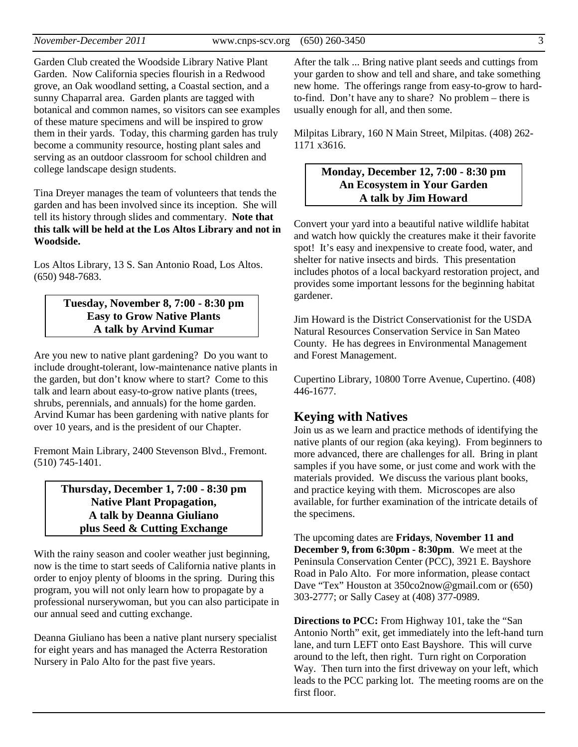Garden Club created the Woodside Library Native Plant Garden. Now California species flourish in a Redwood grove, an Oak woodland setting, a Coastal section, and a sunny Chaparral area. Garden plants are tagged with botanical and common names, so visitors can see examples of these mature specimens and will be inspired to grow them in their yards. Today, this charming garden has truly become a community resource, hosting plant sales and serving as an outdoor classroom for school children and college landscape design students.

Tina Dreyer manages the team of volunteers that tends the garden and has been involved since its inception. She will tell its history through slides and commentary. **Note that this talk will be held at the Los Altos Library and not in Woodside.**

Los Altos Library, 13 S. San Antonio Road, Los Altos. (650) 948-7683.

**Tuesday, November 8, 7:00 - 8:30 pm**
**Easy to Grow Native Plants**
**A talk by Arvind Kumar**

Are you new to native plant gardening? Do you want to include drought-tolerant, low-maintenance native plants in the garden, but don't know where to start? Come to this talk and learn about easy-to-grow native plants (trees, shrubs, perennials, and annuals) for the home garden. Arvind Kumar has been gardening with native plants for over 10 years, and is the president of our Chapter.

Fremont Main Library, 2400 Stevenson Blvd., Fremont. (510) 745-1401.

**Thursday, December 1, 7:00 - 8:30 pm**
**Native Plant Propagation,**
**A talk by Deanna Giuliano**
**plus Seed & Cutting Exchange**

With the rainy season and cooler weather just beginning, now is the time to start seeds of California native plants in order to enjoy plenty of blooms in the spring. During this program, you will not only learn how to propagate by a professional nurserywoman, but you can also participate in our annual seed and cutting exchange.

Deanna Giuliano has been a native plant nursery specialist for eight years and has managed the Acterra Restoration Nursery in Palo Alto for the past five years.

After the talk ... Bring native plant seeds and cuttings from your garden to show and tell and share, and take something new home. The offerings range from easy-to-grow to hard-to-find. Don't have any to share? No problem – there is usually enough for all, and then some.

Milpitas Library, 160 N Main Street, Milpitas. (408) 262-1171 x3616.

**Monday, December 12, 7:00 - 8:30 pm**
**An Ecosystem in Your Garden**
**A talk by Jim Howard**

Convert your yard into a beautiful native wildlife habitat and watch how quickly the creatures make it their favorite spot! It's easy and inexpensive to create food, water, and shelter for native insects and birds. This presentation includes photos of a local backyard restoration project, and provides some important lessons for the beginning habitat gardener.

Jim Howard is the District Conservationist for the USDA Natural Resources Conservation Service in San Mateo County. He has degrees in Environmental Management and Forest Management.

Cupertino Library, 10800 Torre Avenue, Cupertino. (408) 446-1677.

## Keying with Natives

Join us as we learn and practice methods of identifying the native plants of our region (aka keying). From beginners to more advanced, there are challenges for all. Bring in plant samples if you have some, or just come and work with the materials provided. We discuss the various plant books, and practice keying with them. Microscopes are also available, for further examination of the intricate details of the specimens.

The upcoming dates are **Fridays**, **November 11 and December 9, from 6:30pm - 8:30pm**. We meet at the Peninsula Conservation Center (PCC), 3921 E. Bayshore Road in Palo Alto. For more information, please contact Dave "Tex" Houston at 350co2now@gmail.com or (650) 303-2777; or Sally Casey at (408) 377-0989.

**Directions to PCC:** From Highway 101, take the "San Antonio North" exit, get immediately into the left-hand turn lane, and turn LEFT onto East Bayshore. This will curve around to the left, then right. Turn right on Corporation Way. Then turn into the first driveway on your left, which leads to the PCC parking lot. The meeting rooms are on the first floor.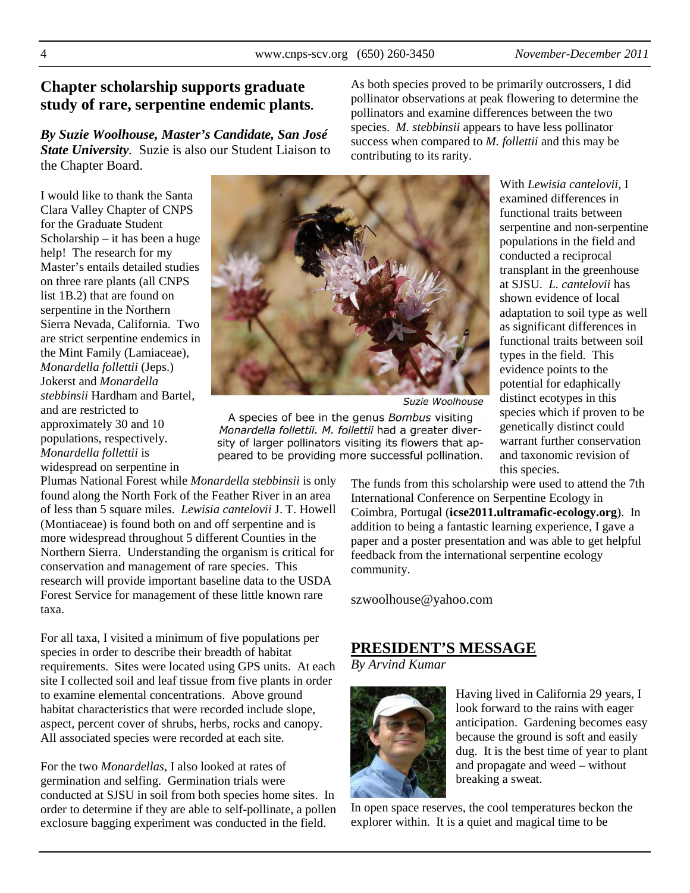## Chapter scholarship supports graduate study of rare, serpentine endemic plants.

***By Suzie Woolhouse, Master's Candidate, San José State University.*** Suzie is also our Student Liaison to the Chapter Board.

I would like to thank the Santa Clara Valley Chapter of CNPS for the Graduate Student Scholarship – it has been a huge help! The research for my Master's entails detailed studies on three rare plants (all CNPS list 1B.2) that are found on serpentine in the Northern Sierra Nevada, California. Two are strict serpentine endemics in the Mint Family (Lamiaceae), *Monardella follettii* (Jeps.) Jokerst and *Monardella stebbinsii* Hardham and Bartel, and are restricted to approximately 30 and 10 populations, respectively. *Monardella follettii* is widespread on serpentine in Plumas National Forest while *Monardella stebbinsii* is only found along the North Fork of the Feather River in an area of less than 5 square miles. *Lewisia cantelovii* J. T. Howell (Montiaceae) is found both on and off serpentine and is more widespread throughout 5 different Counties in the Northern Sierra. Understanding the organism is critical for conservation and management of rare species. This research will provide important baseline data to the USDA Forest Service for management of these little known rare taxa.

For all taxa, I visited a minimum of five populations per species in order to describe their breadth of habitat requirements. Sites were located using GPS units. At each site I collected soil and leaf tissue from five plants in order to examine elemental concentrations. Above ground habitat characteristics that were recorded include slope, aspect, percent cover of shrubs, herbs, rocks and canopy. All associated species were recorded at each site.

For the two *Monardellas*, I also looked at rates of germination and selfing. Germination trials were conducted at SJSU in soil from both species home sites. In order to determine if they are able to self-pollinate, a pollen exclosure bagging experiment was conducted in the field.

As both species proved to be primarily outcrossers, I did pollinator observations at peak flowering to determine the pollinators and examine differences between the two species. *M. stebbinsii* appears to have less pollinator success when compared to *M. follettii* and this may be contributing to its rarity.

*Suzie Woolhouse*

A species of bee in the genus *Bombus* visiting *Monardella follettii. M. follettii* had a greater diversity of larger pollinators visiting its flowers that appeared to be providing more successful pollination.

With *Lewisia cantelovii*, I examined differences in functional traits between serpentine and non-serpentine populations in the field and conducted a reciprocal transplant in the greenhouse at SJSU. *L. cantelovii* has shown evidence of local adaptation to soil type as well as significant differences in functional traits between soil types in the field. This evidence points to the potential for edaphically distinct ecotypes in this species which if proven to be genetically distinct could warrant further conservation and taxonomic revision of this species.

The funds from this scholarship were used to attend the 7th International Conference on Serpentine Ecology in Coimbra, Portugal (**icse2011.ultramafic-ecology.org**). In addition to being a fantastic learning experience, I gave a paper and a poster presentation and was able to get helpful feedback from the international serpentine ecology community.

szwoolhouse@yahoo.com

## PRESIDENT'S MESSAGE

*By Arvind Kumar*

Having lived in California 29 years, I look forward to the rains with eager anticipation. Gardening becomes easy because the ground is soft and easily dug. It is the best time of year to plant and propagate and weed – without breaking a sweat.

In open space reserves, the cool temperatures beckon the explorer within. It is a quiet and magical time to be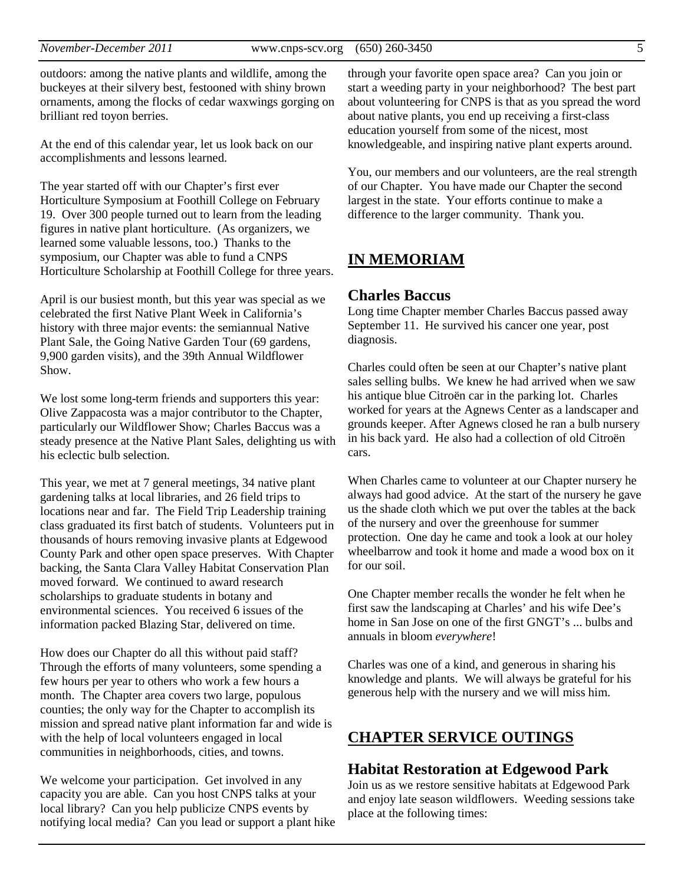outdoors: among the native plants and wildlife, among the buckeyes at their silvery best, festooned with shiny brown ornaments, among the flocks of cedar waxwings gorging on brilliant red toyon berries.

At the end of this calendar year, let us look back on our accomplishments and lessons learned.

The year started off with our Chapter's first ever Horticulture Symposium at Foothill College on February 19. Over 300 people turned out to learn from the leading figures in native plant horticulture. (As organizers, we learned some valuable lessons, too.) Thanks to the symposium, our Chapter was able to fund a CNPS Horticulture Scholarship at Foothill College for three years.

April is our busiest month, but this year was special as we celebrated the first Native Plant Week in California's history with three major events: the semiannual Native Plant Sale, the Going Native Garden Tour (69 gardens, 9,900 garden visits), and the 39th Annual Wildflower Show.

We lost some long-term friends and supporters this year: Olive Zappacosta was a major contributor to the Chapter, particularly our Wildflower Show; Charles Baccus was a steady presence at the Native Plant Sales, delighting us with his eclectic bulb selection.

This year, we met at 7 general meetings, 34 native plant gardening talks at local libraries, and 26 field trips to locations near and far. The Field Trip Leadership training class graduated its first batch of students. Volunteers put in thousands of hours removing invasive plants at Edgewood County Park and other open space preserves. With Chapter backing, the Santa Clara Valley Habitat Conservation Plan moved forward. We continued to award research scholarships to graduate students in botany and environmental sciences. You received 6 issues of the information packed Blazing Star, delivered on time.

How does our Chapter do all this without paid staff? Through the efforts of many volunteers, some spending a few hours per year to others who work a few hours a month. The Chapter area covers two large, populous counties; the only way for the Chapter to accomplish its mission and spread native plant information far and wide is with the help of local volunteers engaged in local communities in neighborhoods, cities, and towns.

We welcome your participation. Get involved in any capacity you are able. Can you host CNPS talks at your local library? Can you help publicize CNPS events by notifying local media? Can you lead or support a plant hike through your favorite open space area? Can you join or start a weeding party in your neighborhood? The best part about volunteering for CNPS is that as you spread the word about native plants, you end up receiving a first-class education yourself from some of the nicest, most knowledgeable, and inspiring native plant experts around.

You, our members and our volunteers, are the real strength of our Chapter. You have made our Chapter the second largest in the state. Your efforts continue to make a difference to the larger community. Thank you.

## IN MEMORIAM

### Charles Baccus

Long time Chapter member Charles Baccus passed away September 11. He survived his cancer one year, post diagnosis.

Charles could often be seen at our Chapter's native plant sales selling bulbs. We knew he had arrived when we saw his antique blue Citroën car in the parking lot. Charles worked for years at the Agnews Center as a landscaper and grounds keeper. After Agnews closed he ran a bulb nursery in his back yard. He also had a collection of old Citroën cars.

When Charles came to volunteer at our Chapter nursery he always had good advice. At the start of the nursery he gave us the shade cloth which we put over the tables at the back of the nursery and over the greenhouse for summer protection. One day he came and took a look at our holey wheelbarrow and took it home and made a wood box on it for our soil.

One Chapter member recalls the wonder he felt when he first saw the landscaping at Charles' and his wife Dee's home in San Jose on one of the first GNGT's ... bulbs and annuals in bloom *everywhere*!

Charles was one of a kind, and generous in sharing his knowledge and plants. We will always be grateful for his generous help with the nursery and we will miss him.

## CHAPTER SERVICE OUTINGS

### Habitat Restoration at Edgewood Park

Join us as we restore sensitive habitats at Edgewood Park and enjoy late season wildflowers. Weeding sessions take place at the following times: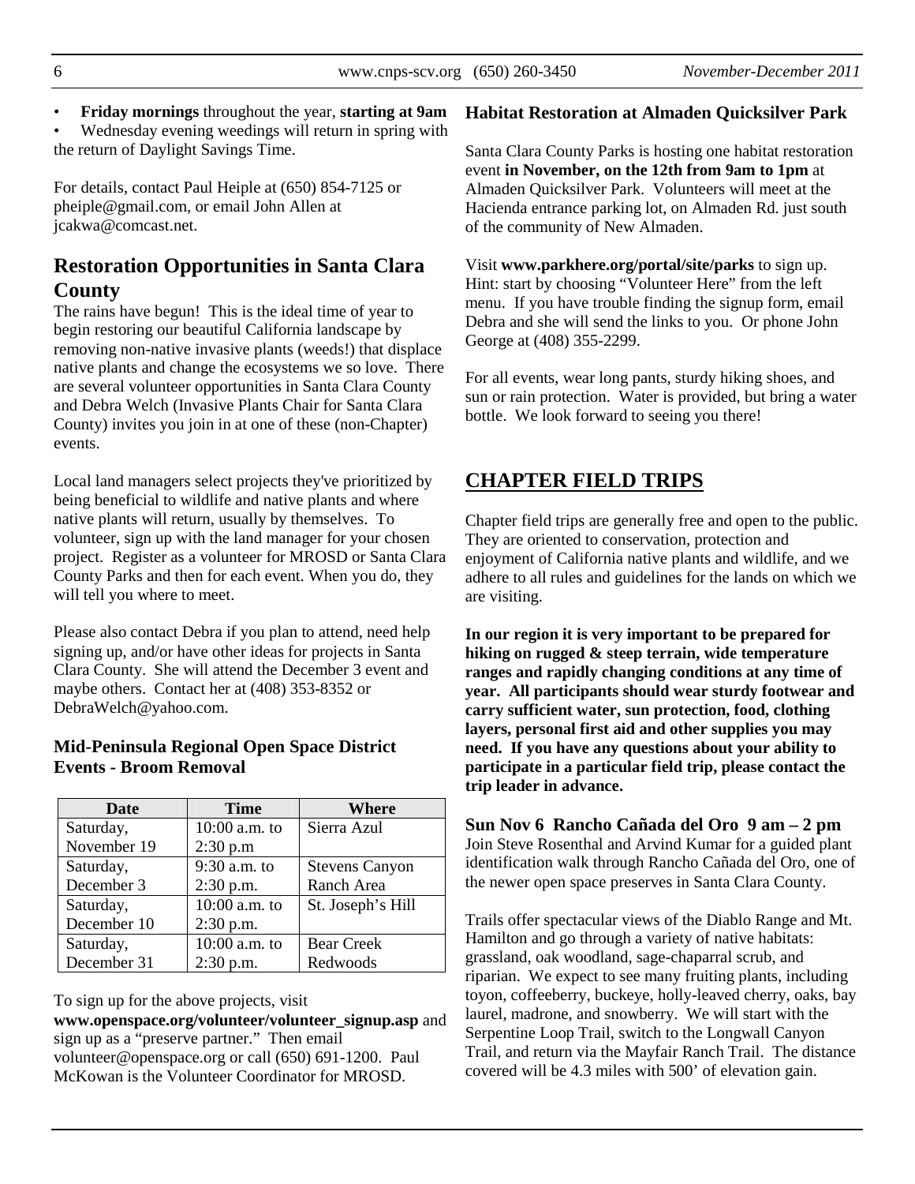- **Friday mornings** throughout the year, **starting at 9am**
- Wednesday evening weedings will return in spring with the return of Daylight Savings Time.

For details, contact Paul Heiple at (650) 854-7125 or pheiple@gmail.com, or email John Allen at jcakwa@comcast.net.

## Restoration Opportunities in Santa Clara County

The rains have begun! This is the ideal time of year to begin restoring our beautiful California landscape by removing non-native invasive plants (weeds!) that displace native plants and change the ecosystems we so love. There are several volunteer opportunities in Santa Clara County and Debra Welch (Invasive Plants Chair for Santa Clara County) invites you join in at one of these (non-Chapter) events.

Local land managers select projects they've prioritized by being beneficial to wildlife and native plants and where native plants will return, usually by themselves. To volunteer, sign up with the land manager for your chosen project. Register as a volunteer for MROSD or Santa Clara County Parks and then for each event. When you do, they will tell you where to meet.

Please also contact Debra if you plan to attend, need help signing up, and/or have other ideas for projects in Santa Clara County. She will attend the December 3 event and maybe others. Contact her at (408) 353-8352 or DebraWelch@yahoo.com.

### Mid-Peninsula Regional Open Space District Events - Broom Removal

| Date | Time | Where |
|---|---|---|
| Saturday, November 19 | 10:00 a.m. to 2:30 p.m | Sierra Azul |
| Saturday, December 3 | 9:30 a.m. to 2:30 p.m. | Stevens Canyon Ranch Area |
| Saturday, December 10 | 10:00 a.m. to 2:30 p.m. | St. Joseph's Hill |
| Saturday, December 31 | 10:00 a.m. to 2:30 p.m. | Bear Creek Redwoods |

To sign up for the above projects, visit **www.openspace.org/volunteer/volunteer_signup.asp** and sign up as a "preserve partner." Then email volunteer@openspace.org or call (650) 691-1200. Paul McKowan is the Volunteer Coordinator for MROSD.

### Habitat Restoration at Almaden Quicksilver Park

Santa Clara County Parks is hosting one habitat restoration event **in November, on the 12th from 9am to 1pm** at Almaden Quicksilver Park. Volunteers will meet at the Hacienda entrance parking lot, on Almaden Rd. just south of the community of New Almaden.

Visit **www.parkhere.org/portal/site/parks** to sign up. Hint: start by choosing "Volunteer Here" from the left menu. If you have trouble finding the signup form, email Debra and she will send the links to you. Or phone John George at (408) 355-2299.

For all events, wear long pants, sturdy hiking shoes, and sun or rain protection. Water is provided, but bring a water bottle. We look forward to seeing you there!

## CHAPTER FIELD TRIPS

Chapter field trips are generally free and open to the public. They are oriented to conservation, protection and enjoyment of California native plants and wildlife, and we adhere to all rules and guidelines for the lands on which we are visiting.

**In our region it is very important to be prepared for hiking on rugged & steep terrain, wide temperature ranges and rapidly changing conditions at any time of year. All participants should wear sturdy footwear and carry sufficient water, sun protection, food, clothing layers, personal first aid and other supplies you may need. If you have any questions about your ability to participate in a particular field trip, please contact the trip leader in advance.**

### Sun Nov 6 Rancho Cañada del Oro 9 am – 2 pm

Join Steve Rosenthal and Arvind Kumar for a guided plant identification walk through Rancho Cañada del Oro, one of the newer open space preserves in Santa Clara County.

Trails offer spectacular views of the Diablo Range and Mt. Hamilton and go through a variety of native habitats: grassland, oak woodland, sage-chaparral scrub, and riparian. We expect to see many fruiting plants, including toyon, coffeeberry, buckeye, holly-leaved cherry, oaks, bay laurel, madrone, and snowberry. We will start with the Serpentine Loop Trail, switch to the Longwall Canyon Trail, and return via the Mayfair Ranch Trail. The distance covered will be 4.3 miles with 500' of elevation gain.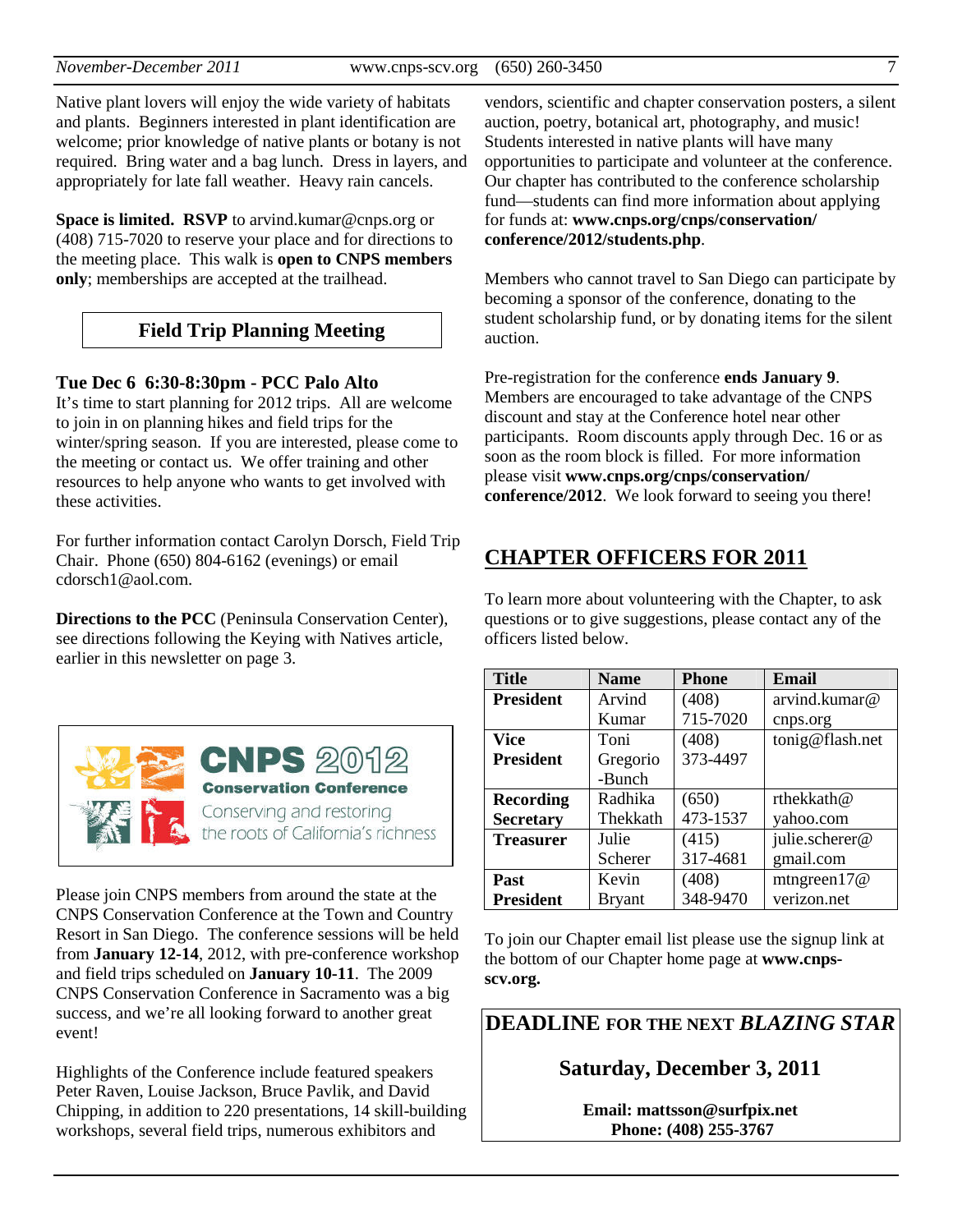Native plant lovers will enjoy the wide variety of habitats and plants. Beginners interested in plant identification are welcome; prior knowledge of native plants or botany is not required. Bring water and a bag lunch. Dress in layers, and appropriately for late fall weather. Heavy rain cancels.

**Space is limited. RSVP** to arvind.kumar@cnps.org or (408) 715-7020 to reserve your place and for directions to the meeting place. This walk is **open to CNPS members only**; memberships are accepted at the trailhead.

## Field Trip Planning Meeting

**Tue Dec 6 6:30-8:30pm - PCC Palo Alto**

It's time to start planning for 2012 trips. All are welcome to join in on planning hikes and field trips for the winter/spring season. If you are interested, please come to the meeting or contact us. We offer training and other resources to help anyone who wants to get involved with these activities.

For further information contact Carolyn Dorsch, Field Trip Chair. Phone (650) 804-6162 (evenings) or email cdorsch1@aol.com.

**Directions to the PCC** (Peninsula Conservation Center), see directions following the Keying with Natives article, earlier in this newsletter on page 3.

## CNPS 2012 Conservation Conference

Conserving and restoring the roots of California's richness

Please join CNPS members from around the state at the CNPS Conservation Conference at the Town and Country Resort in San Diego. The conference sessions will be held from **January 12-14**, 2012, with pre-conference workshop and field trips scheduled on **January 10-11**. The 2009 CNPS Conservation Conference in Sacramento was a big success, and we're all looking forward to another great event!

Highlights of the Conference include featured speakers Peter Raven, Louise Jackson, Bruce Pavlik, and David Chipping, in addition to 220 presentations, 14 skill-building workshops, several field trips, numerous exhibitors and vendors, scientific and chapter conservation posters, a silent auction, poetry, botanical art, photography, and music! Students interested in native plants will have many opportunities to participate and volunteer at the conference. Our chapter has contributed to the conference scholarship fund—students can find more information about applying for funds at: **www.cnps.org/cnps/conservation/conference/2012/students.php**.

Members who cannot travel to San Diego can participate by becoming a sponsor of the conference, donating to the student scholarship fund, or by donating items for the silent auction.

Pre-registration for the conference **ends January 9**. Members are encouraged to take advantage of the CNPS discount and stay at the Conference hotel near other participants. Room discounts apply through Dec. 16 or as soon as the room block is filled. For more information please visit **www.cnps.org/cnps/conservation/conference/2012**. We look forward to seeing you there!

## CHAPTER OFFICERS FOR 2011

To learn more about volunteering with the Chapter, to ask questions or to give suggestions, please contact any of the officers listed below.

| Title | Name | Phone | Email |
|---|---|---|---|
| **President** | Arvind Kumar | (408) 715-7020 | arvind.kumar@cnps.org |
| **Vice President** | Toni Gregorio-Bunch | (408) 373-4497 | tonig@flash.net |
| **Recording Secretary** | Radhika Thekkath | (650) 473-1537 | rthekkath@yahoo.com |
| **Treasurer** | Julie Scherer | (415) 317-4681 | julie.scherer@gmail.com |
| **Past President** | Kevin Bryant | (408) 348-9470 | mtngreen17@verizon.net |

To join our Chapter email list please use the signup link at the bottom of our Chapter home page at **www.cnps-scv.org.**

## DEADLINE FOR THE NEXT *BLAZING STAR*

**Saturday, December 3, 2011**

**Email: mattsson@surfpix.net**
**Phone: (408) 255-3767**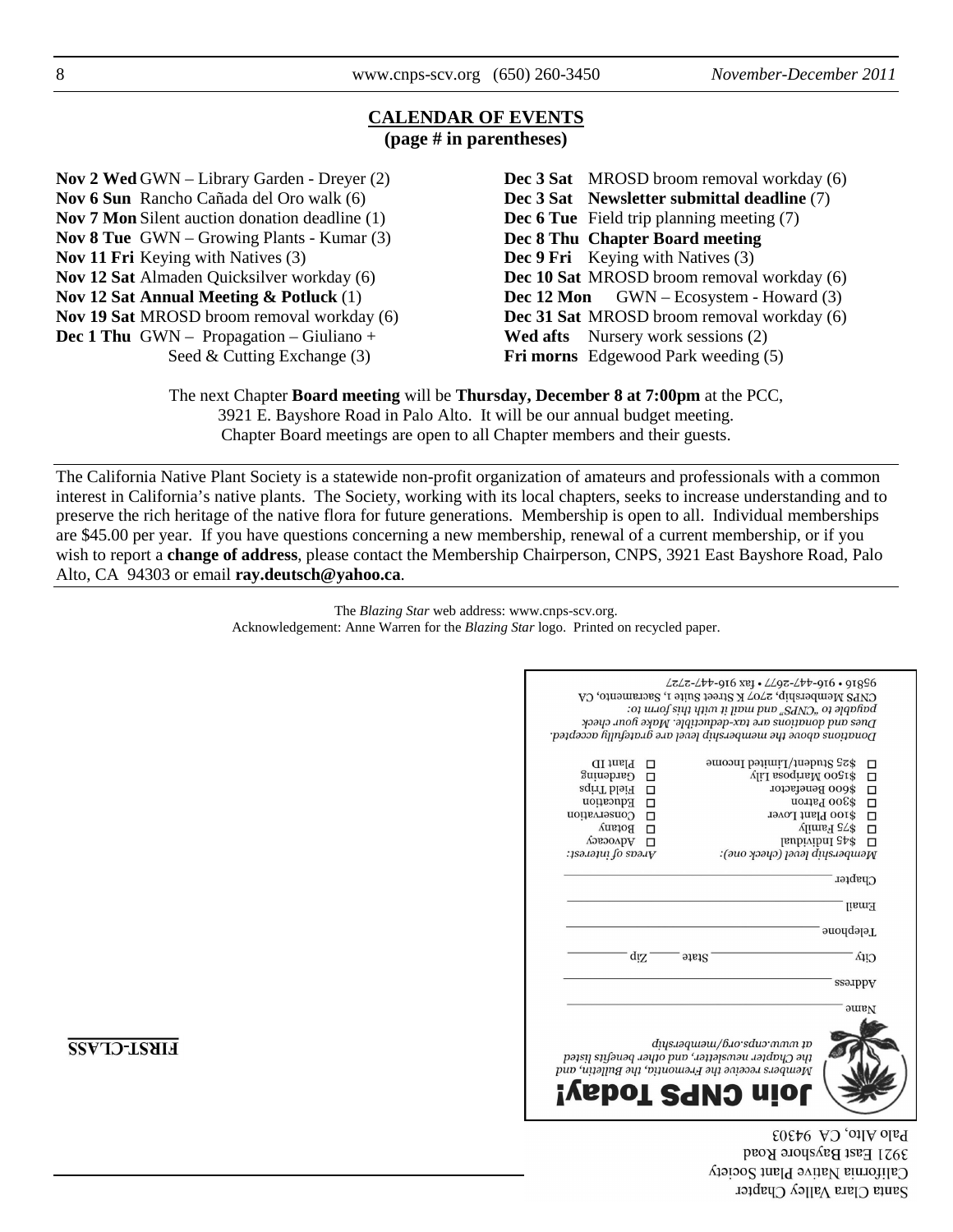## CALENDAR OF EVENTS
**(page # in parentheses)**

**Nov 2 Wed** GWN – Library Garden - Dreyer (2)
**Nov 6 Sun** Rancho Cañada del Oro walk (6)
**Nov 7 Mon** Silent auction donation deadline (1)
**Nov 8 Tue** GWN – Growing Plants - Kumar (3)
**Nov 11 Fri** Keying with Natives (3)
**Nov 12 Sat** Almaden Quicksilver workday (6)
**Nov 12 Sat Annual Meeting & Potluck** (1)
**Nov 19 Sat** MROSD broom removal workday (6)
**Dec 1 Thu** GWN – Propagation – Giuliano + Seed & Cutting Exchange (3)
**Dec 3 Sat** MROSD broom removal workday (6)
**Dec 3 Sat Newsletter submittal deadline** (7)
**Dec 6 Tue** Field trip planning meeting (7)
**Dec 8 Thu Chapter Board meeting**
**Dec 9 Fri** Keying with Natives (3)
**Dec 10 Sat** MROSD broom removal workday (6)
**Dec 12 Mon** GWN – Ecosystem - Howard (3)
**Dec 31 Sat** MROSD broom removal workday (6)
**Wed afts** Nursery work sessions (2)
**Fri morns** Edgewood Park weeding (5)

The next Chapter **Board meeting** will be **Thursday, December 8 at 7:00pm** at the PCC, 3921 E. Bayshore Road in Palo Alto. It will be our annual budget meeting. Chapter Board meetings are open to all Chapter members and their guests.

The California Native Plant Society is a statewide non-profit organization of amateurs and professionals with a common interest in California's native plants. The Society, working with its local chapters, seeks to increase understanding and to preserve the rich heritage of the native flora for future generations. Membership is open to all. Individual memberships are $45.00 per year. If you have questions concerning a new membership, renewal of a current membership, or if you wish to report a **change of address**, please contact the Membership Chairperson, CNPS, 3921 East Bayshore Road, Palo Alto, CA 94303 or email **ray.deutsch@yahoo.ca**.

The *Blazing Star* web address: www.cnps-scv.org.
Acknowledgement: Anne Warren for the *Blazing Star* logo. Printed on recycled paper.

Santa Clara Valley Chapter
California Native Plant Society
3921 East Bayshore Road
Palo Alto, CA 94303

**FIRST-CLASS**

### Join CNPS Today!

*Members receive the Fremontia, the Bulletin, and the Chapter newsletter, and other benefits listed at www.cnps.org/membership*

Name \_\_\_\_\_\_\_\_\_\_\_\_\_\_\_\_\_\_\_\_\_\_\_\_

Address \_\_\_\_\_\_\_\_\_\_\_\_\_\_\_\_\_\_\_\_\_\_\_\_

City \_\_\_\_\_\_\_\_\_\_\_\_ State \_\_\_\_ Zip \_\_\_\_\_\_

Telephone \_\_\_\_\_\_\_\_\_\_\_\_\_\_\_\_\_\_\_\_\_\_\_\_

Email \_\_\_\_\_\_\_\_\_\_\_\_\_\_\_\_\_\_\_\_\_\_\_\_

Chapter \_\_\_\_\_\_\_\_\_\_\_\_\_\_\_\_\_\_\_\_\_\_\_\_

*Membership level (check one):*
- ☐ $45 Individual
- ☐ $75 Family
- ☐ $100 Plant Lover
- ☐ $300 Patron
- ☐ $600 Benefactor
- ☐ $1500 Mariposa Lily
- ☐ $25 Student/Limited Income

*Areas of interest:*
- ☐ Advocacy
- ☐ Botany
- ☐ Conservation
- ☐ Education
- ☐ Field Trips
- ☐ Gardening
- ☐ Plant ID

*Donations above the membership level are gratefully accepted. Dues and donations are tax-deductible. Make your check payable to "CNPS" and mail it with this form to:*
CNPS Membership, 2707 K Street Suite 1, Sacramento, CA 95816 • 916-447-2677 • fax 916-447-2727